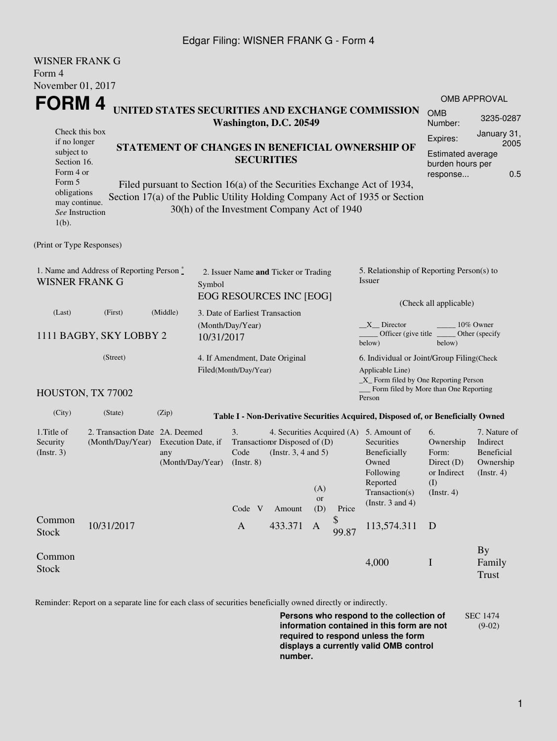Edgar Filing: WISNER FRANK G - Form 4

WISNER FRANK G
Form 4
November 01, 2017

# FORM 4

## UNITED STATES SECURITIES AND EXCHANGE COMMISSION
**Washington, D.C. 20549**

Check this box if no longer subject to Section 16. Form 4 or Form 5 obligations may continue. *See* Instruction 1(b).

### STATEMENT OF CHANGES IN BENEFICIAL OWNERSHIP OF SECURITIES

Filed pursuant to Section 16(a) of the Securities Exchange Act of 1934, Section 17(a) of the Public Utility Holding Company Act of 1935 or Section 30(h) of the Investment Company Act of 1940

| OMB APPROVAL | |
|---|---|
| OMB Number: | 3235-0287 |
| Expires: | January 31, 2005 |
| Estimated average burden hours per response... | 0.5 |

(Print or Type Responses)

1. Name and Address of Reporting Person *
WISNER FRANK G

(Last) (First) (Middle)

1111 BAGBY, SKY LOBBY 2

(Street)

HOUSTON, TX 77002

(City) (State) (Zip)

2. Issuer Name **and** Ticker or Trading Symbol
EOG RESOURCES INC [EOG]

3. Date of Earliest Transaction (Month/Day/Year)
10/31/2017

4. If Amendment, Date Original Filed(Month/Day/Year)

5. Relationship of Reporting Person(s) to Issuer

(Check all applicable)

\_X\_\_ Director \_\_\_\_\_ 10% Owner
\_\_\_\_\_ Officer (give title below) \_\_\_\_\_ Other (specify below)

6. Individual or Joint/Group Filing(Check Applicable Line)
\_X\_ Form filed by One Reporting Person
\_\_\_ Form filed by More than One Reporting Person

**Table I - Non-Derivative Securities Acquired, Disposed of, or Beneficially Owned**

| 1.Title of Security (Instr. 3) | 2. Transaction Date (Month/Day/Year) | 2A. Deemed Execution Date, if any (Month/Day/Year) | 3. Transaction Code (Instr. 8) | | 4. Securities Acquired (A) or Disposed of (D) (Instr. 3, 4 and 5) | | | 5. Amount of Securities Beneficially Owned Following Reported Transaction(s) (Instr. 3 and 4) | 6. Ownership Form: Direct (D) or Indirect (I) (Instr. 4) | 7. Nature of Indirect Beneficial Ownership (Instr. 4) |
|---|---|---|---|---|---|---|---|---|---|---|
| | | | Code | V | Amount | (A) or (D) | Price | | | |
| Common Stock | 10/31/2017 | | A | | 433.371 | A | $ 99.87 | 113,574.311 | D | |
| Common Stock | | | | | | | | 4,000 | I | By Family Trust |

Reminder: Report on a separate line for each class of securities beneficially owned directly or indirectly.

**Persons who respond to the collection of information contained in this form are not required to respond unless the form displays a currently valid OMB control number.**

SEC 1474 (9-02)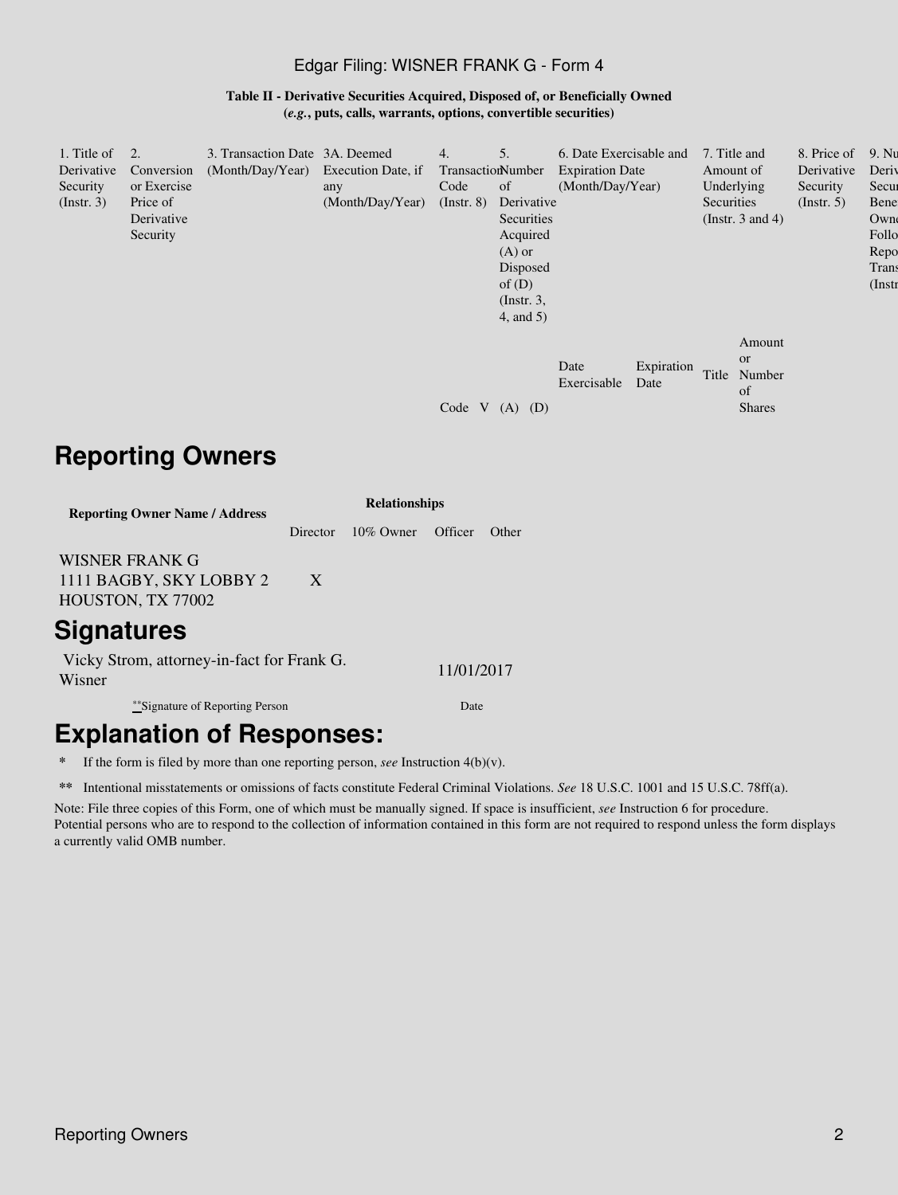### Table II - Derivative Securities Acquired, Disposed of, or Beneficially Owned
**(*e.g.*, puts, calls, warrants, options, convertible securities)**

| 1. Title of Derivative Security (Instr. 3) | 2. Conversion or Exercise Price of Derivative Security | 3. Transaction Date (Month/Day/Year) | 3A. Deemed Execution Date, if any (Month/Day/Year) | 4. Transaction Code (Instr. 8) | | 5. Number of Derivative Securities Acquired (A) or Disposed of (D) (Instr. 3, 4, and 5) | | 6. Date Exercisable and Expiration Date (Month/Day/Year) | | 7. Title and Amount of Underlying Securities (Instr. 3 and 4) | | 8. Price of Derivative Security (Instr. 5) | 9. Nu Deriv Secur Bene Owne Follo Repo Trans (Instr |
|---|---|---|---|---|---|---|---|---|---|---|---|---|---|
| | | | | Code | V | (A) | (D) | Date Exercisable | Expiration Date | Title | Amount or Number of Shares | | |

## Reporting Owners

| Reporting Owner Name / Address | Relationships | | | |
|---|---|---|---|---|
| | Director | 10% Owner | Officer | Other |
| WISNER FRANK G<br>1111 BAGBY, SKY LOBBY 2<br>HOUSTON, TX 77002 | X | | | |

## Signatures

| | |
|---|---|
| Vicky Strom, attorney-in-fact for Frank G. Wisner | 11/01/2017 |
| **Signature of Reporting Person | Date |

## Explanation of Responses:

\* If the form is filed by more than one reporting person, *see* Instruction 4(b)(v).

\*\* Intentional misstatements or omissions of facts constitute Federal Criminal Violations. *See* 18 U.S.C. 1001 and 15 U.S.C. 78ff(a).

Note: File three copies of this Form, one of which must be manually signed. If space is insufficient, *see* Instruction 6 for procedure.
Potential persons who are to respond to the collection of information contained in this form are not required to respond unless the form displays a currently valid OMB number.